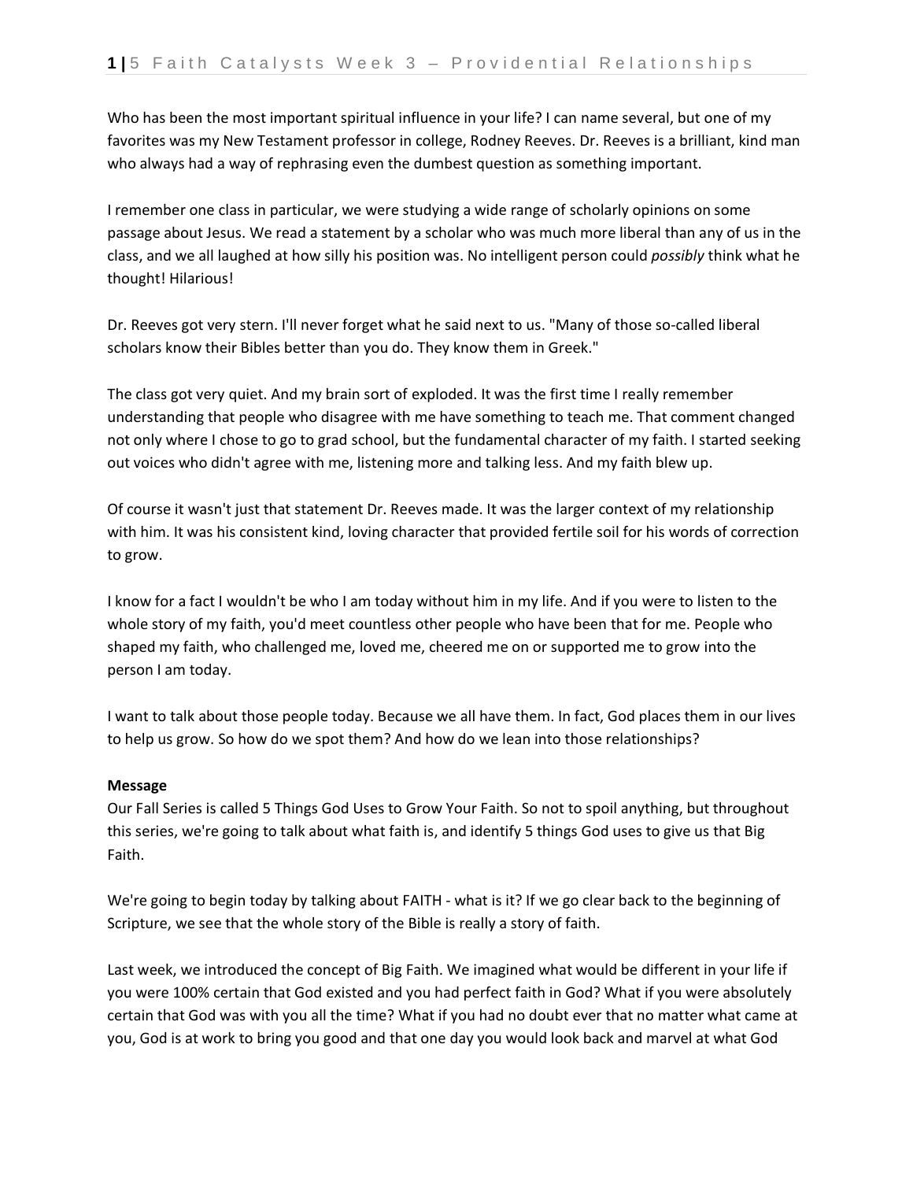Who has been the most important spiritual influence in your life? I can name several, but one of my favorites was my New Testament professor in college, Rodney Reeves. Dr. Reeves is a brilliant, kind man who always had a way of rephrasing even the dumbest question as something important.

I remember one class in particular, we were studying a wide range of scholarly opinions on some passage about Jesus. We read a statement by a scholar who was much more liberal than any of us in the class, and we all laughed at how silly his position was. No intelligent person could *possibly* think what he thought! Hilarious!

Dr. Reeves got very stern. I'll never forget what he said next to us. "Many of those so-called liberal scholars know their Bibles better than you do. They know them in Greek."

The class got very quiet. And my brain sort of exploded. It was the first time I really remember understanding that people who disagree with me have something to teach me. That comment changed not only where I chose to go to grad school, but the fundamental character of my faith. I started seeking out voices who didn't agree with me, listening more and talking less. And my faith blew up.

Of course it wasn't just that statement Dr. Reeves made. It was the larger context of my relationship with him. It was his consistent kind, loving character that provided fertile soil for his words of correction to grow.

I know for a fact I wouldn't be who I am today without him in my life. And if you were to listen to the whole story of my faith, you'd meet countless other people who have been that for me. People who shaped my faith, who challenged me, loved me, cheered me on or supported me to grow into the person I am today.

I want to talk about those people today. Because we all have them. In fact, God places them in our lives to help us grow. So how do we spot them? And how do we lean into those relationships?

**Message**

Our Fall Series is called 5 Things God Uses to Grow Your Faith. So not to spoil anything, but throughout this series, we're going to talk about what faith is, and identify 5 things God uses to give us that Big Faith.

We're going to begin today by talking about FAITH - what is it? If we go clear back to the beginning of Scripture, we see that the whole story of the Bible is really a story of faith.

Last week, we introduced the concept of Big Faith. We imagined what would be different in your life if you were 100% certain that God existed and you had perfect faith in God? What if you were absolutely certain that God was with you all the time? What if you had no doubt ever that no matter what came at you, God is at work to bring you good and that one day you would look back and marvel at what God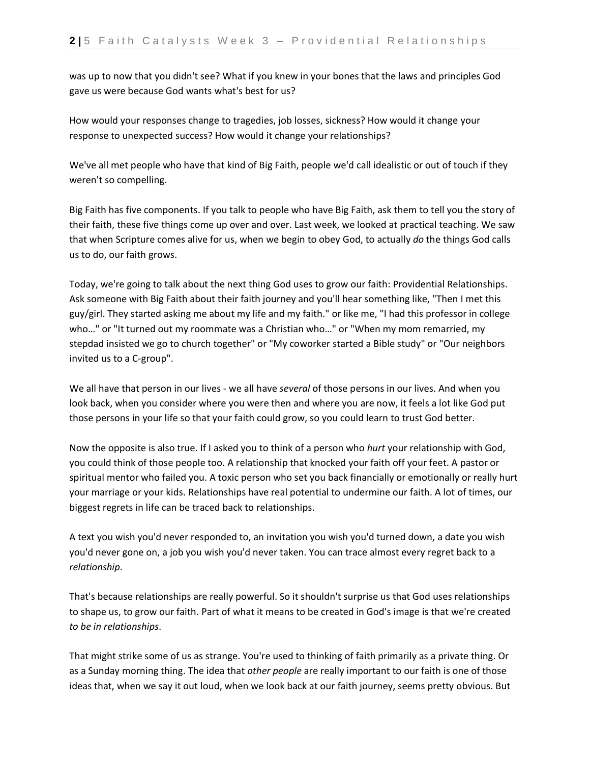was up to now that you didn't see? What if you knew in your bones that the laws and principles God gave us were because God wants what's best for us?

How would your responses change to tragedies, job losses, sickness? How would it change your response to unexpected success? How would it change your relationships?

We've all met people who have that kind of Big Faith, people we'd call idealistic or out of touch if they weren't so compelling.

Big Faith has five components. If you talk to people who have Big Faith, ask them to tell you the story of their faith, these five things come up over and over. Last week, we looked at practical teaching. We saw that when Scripture comes alive for us, when we begin to obey God, to actually *do* the things God calls us to do, our faith grows.

Today, we're going to talk about the next thing God uses to grow our faith: Providential Relationships. Ask someone with Big Faith about their faith journey and you'll hear something like, "Then I met this guy/girl. They started asking me about my life and my faith." or like me, "I had this professor in college who…" or "It turned out my roommate was a Christian who…" or "When my mom remarried, my stepdad insisted we go to church together" or "My coworker started a Bible study" or "Our neighbors invited us to a C-group".

We all have that person in our lives - we all have *several* of those persons in our lives. And when you look back, when you consider where you were then and where you are now, it feels a lot like God put those persons in your life so that your faith could grow, so you could learn to trust God better.

Now the opposite is also true. If I asked you to think of a person who *hurt* your relationship with God, you could think of those people too. A relationship that knocked your faith off your feet. A pastor or spiritual mentor who failed you. A toxic person who set you back financially or emotionally or really hurt your marriage or your kids. Relationships have real potential to undermine our faith. A lot of times, our biggest regrets in life can be traced back to relationships.

A text you wish you'd never responded to, an invitation you wish you'd turned down, a date you wish you'd never gone on, a job you wish you'd never taken. You can trace almost every regret back to a *relationship*.

That's because relationships are really powerful. So it shouldn't surprise us that God uses relationships to shape us, to grow our faith. Part of what it means to be created in God's image is that we're created *to be in relationships*.

That might strike some of us as strange. You're used to thinking of faith primarily as a private thing. Or as a Sunday morning thing. The idea that *other people* are really important to our faith is one of those ideas that, when we say it out loud, when we look back at our faith journey, seems pretty obvious. But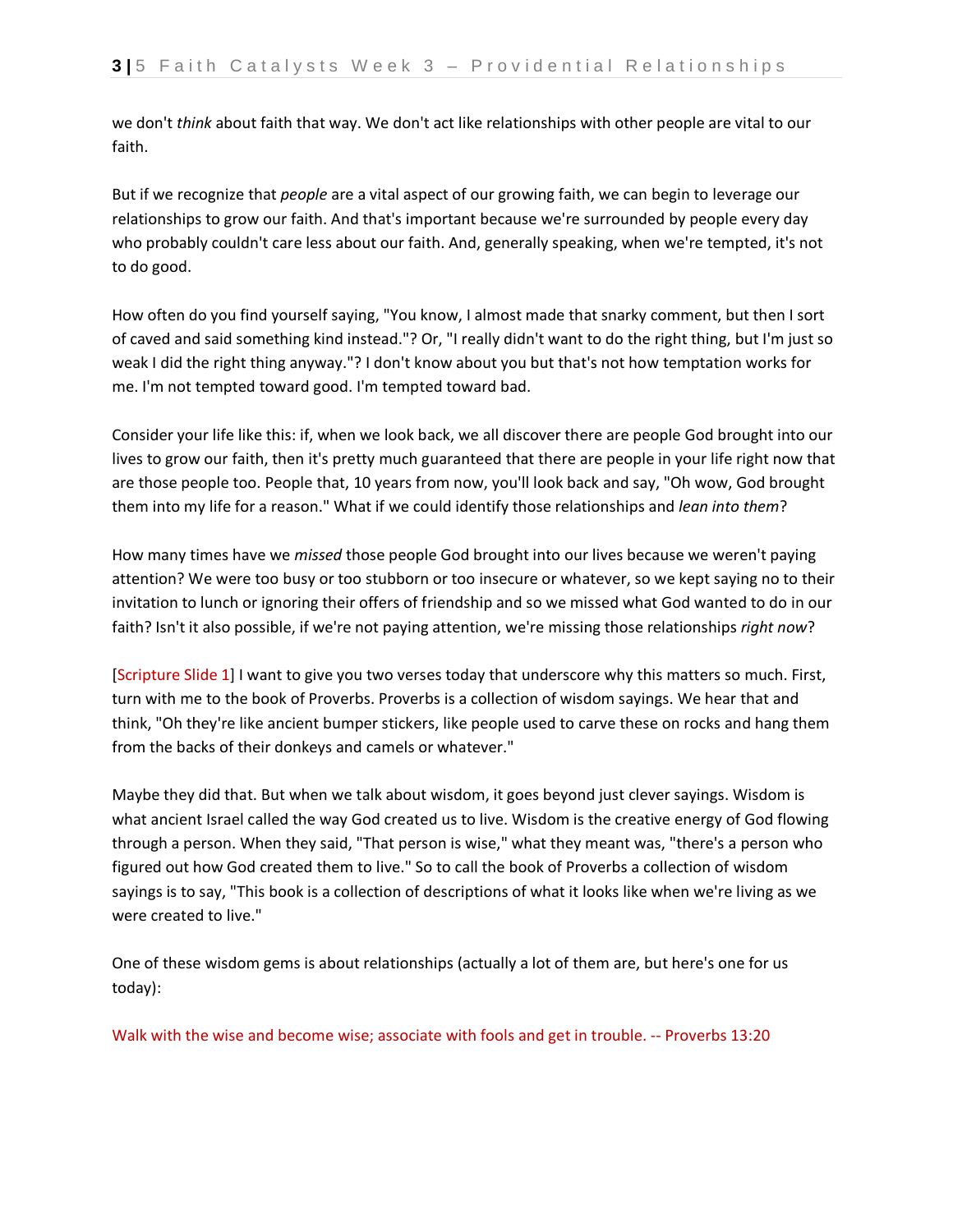we don't *think* about faith that way. We don't act like relationships with other people are vital to our faith.

But if we recognize that *people* are a vital aspect of our growing faith, we can begin to leverage our relationships to grow our faith. And that's important because we're surrounded by people every day who probably couldn't care less about our faith. And, generally speaking, when we're tempted, it's not to do good.

How often do you find yourself saying, "You know, I almost made that snarky comment, but then I sort of caved and said something kind instead."? Or, "I really didn't want to do the right thing, but I'm just so weak I did the right thing anyway."? I don't know about you but that's not how temptation works for me. I'm not tempted toward good. I'm tempted toward bad.

Consider your life like this: if, when we look back, we all discover there are people God brought into our lives to grow our faith, then it's pretty much guaranteed that there are people in your life right now that are those people too. People that, 10 years from now, you'll look back and say, "Oh wow, God brought them into my life for a reason." What if we could identify those relationships and *lean into them*?

How many times have we *missed* those people God brought into our lives because we weren't paying attention? We were too busy or too stubborn or too insecure or whatever, so we kept saying no to their invitation to lunch or ignoring their offers of friendship and so we missed what God wanted to do in our faith? Isn't it also possible, if we're not paying attention, we're missing those relationships *right now*?

[Scripture Slide 1] I want to give you two verses today that underscore why this matters so much. First, turn with me to the book of Proverbs. Proverbs is a collection of wisdom sayings. We hear that and think, "Oh they're like ancient bumper stickers, like people used to carve these on rocks and hang them from the backs of their donkeys and camels or whatever."

Maybe they did that. But when we talk about wisdom, it goes beyond just clever sayings. Wisdom is what ancient Israel called the way God created us to live. Wisdom is the creative energy of God flowing through a person. When they said, "That person is wise," what they meant was, "there's a person who figured out how God created them to live." So to call the book of Proverbs a collection of wisdom sayings is to say, "This book is a collection of descriptions of what it looks like when we're living as we were created to live."

One of these wisdom gems is about relationships (actually a lot of them are, but here's one for us today):

Walk with the wise and become wise; associate with fools and get in trouble. -- Proverbs 13:20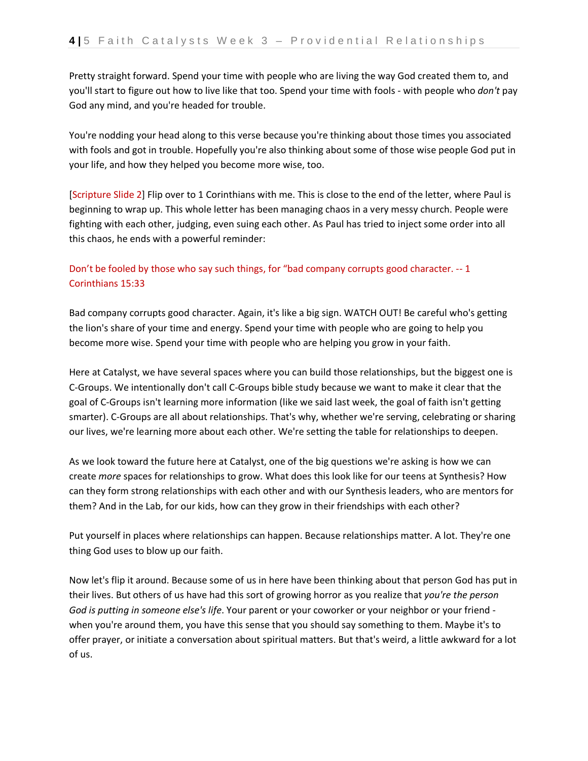Pretty straight forward. Spend your time with people who are living the way God created them to, and you'll start to figure out how to live like that too. Spend your time with fools - with people who *don't* pay God any mind, and you're headed for trouble.

You're nodding your head along to this verse because you're thinking about those times you associated with fools and got in trouble. Hopefully you're also thinking about some of those wise people God put in your life, and how they helped you become more wise, too.

[Scripture Slide 2] Flip over to 1 Corinthians with me. This is close to the end of the letter, where Paul is beginning to wrap up. This whole letter has been managing chaos in a very messy church. People were fighting with each other, judging, even suing each other. As Paul has tried to inject some order into all this chaos, he ends with a powerful reminder:

Don't be fooled by those who say such things, for "bad company corrupts good character. -- 1 Corinthians 15:33

Bad company corrupts good character. Again, it's like a big sign. WATCH OUT! Be careful who's getting the lion's share of your time and energy. Spend your time with people who are going to help you become more wise. Spend your time with people who are helping you grow in your faith.

Here at Catalyst, we have several spaces where you can build those relationships, but the biggest one is C-Groups. We intentionally don't call C-Groups bible study because we want to make it clear that the goal of C-Groups isn't learning more information (like we said last week, the goal of faith isn't getting smarter). C-Groups are all about relationships. That's why, whether we're serving, celebrating or sharing our lives, we're learning more about each other. We're setting the table for relationships to deepen.

As we look toward the future here at Catalyst, one of the big questions we're asking is how we can create *more* spaces for relationships to grow. What does this look like for our teens at Synthesis? How can they form strong relationships with each other and with our Synthesis leaders, who are mentors for them? And in the Lab, for our kids, how can they grow in their friendships with each other?

Put yourself in places where relationships can happen. Because relationships matter. A lot. They're one thing God uses to blow up our faith.

Now let's flip it around. Because some of us in here have been thinking about that person God has put in their lives. But others of us have had this sort of growing horror as you realize that *you're the person God is putting in someone else's life*. Your parent or your coworker or your neighbor or your friend - when you're around them, you have this sense that you should say something to them. Maybe it's to offer prayer, or initiate a conversation about spiritual matters. But that's weird, a little awkward for a lot of us.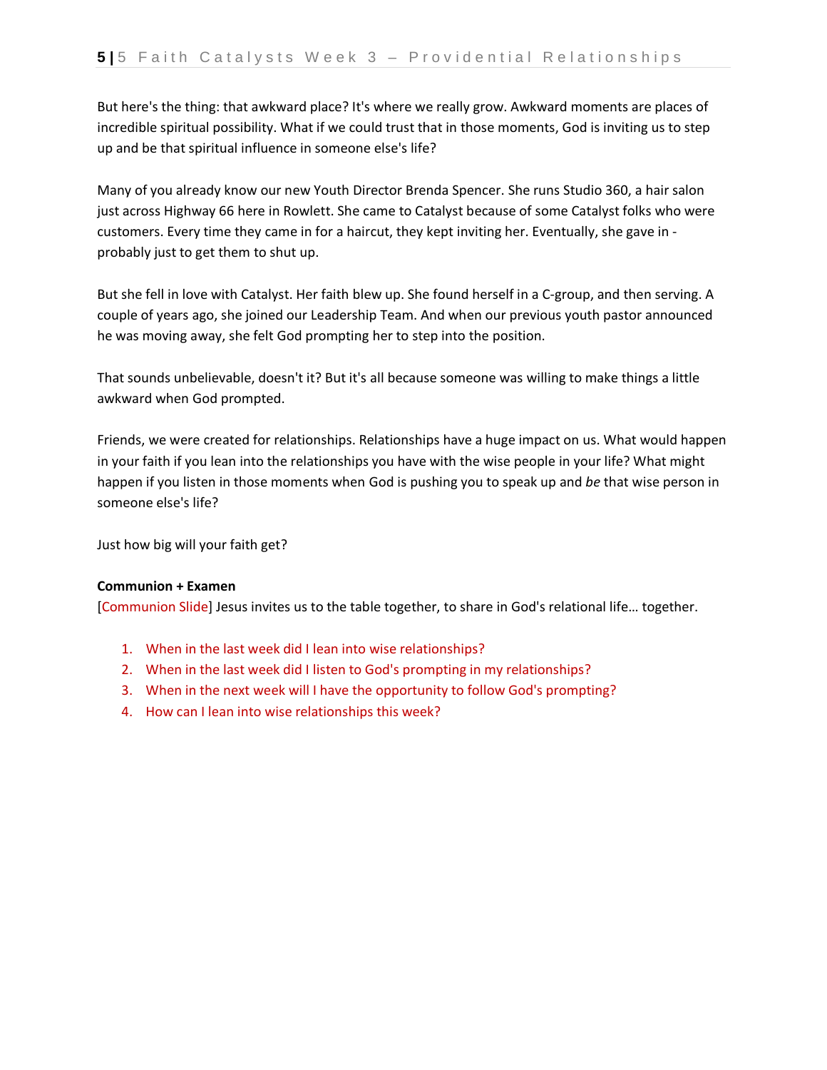But here's the thing: that awkward place? It's where we really grow. Awkward moments are places of incredible spiritual possibility. What if we could trust that in those moments, God is inviting us to step up and be that spiritual influence in someone else's life?

Many of you already know our new Youth Director Brenda Spencer. She runs Studio 360, a hair salon just across Highway 66 here in Rowlett. She came to Catalyst because of some Catalyst folks who were customers. Every time they came in for a haircut, they kept inviting her. Eventually, she gave in - probably just to get them to shut up.

But she fell in love with Catalyst. Her faith blew up. She found herself in a C-group, and then serving. A couple of years ago, she joined our Leadership Team. And when our previous youth pastor announced he was moving away, she felt God prompting her to step into the position.

That sounds unbelievable, doesn't it? But it's all because someone was willing to make things a little awkward when God prompted.

Friends, we were created for relationships. Relationships have a huge impact on us. What would happen in your faith if you lean into the relationships you have with the wise people in your life? What might happen if you listen in those moments when God is pushing you to speak up and *be* that wise person in someone else's life?

Just how big will your faith get?

**Communion + Examen**
[Communion Slide] Jesus invites us to the table together, to share in God's relational life… together.

1. When in the last week did I lean into wise relationships?
2. When in the last week did I listen to God's prompting in my relationships?
3. When in the next week will I have the opportunity to follow God's prompting?
4. How can I lean into wise relationships this week?